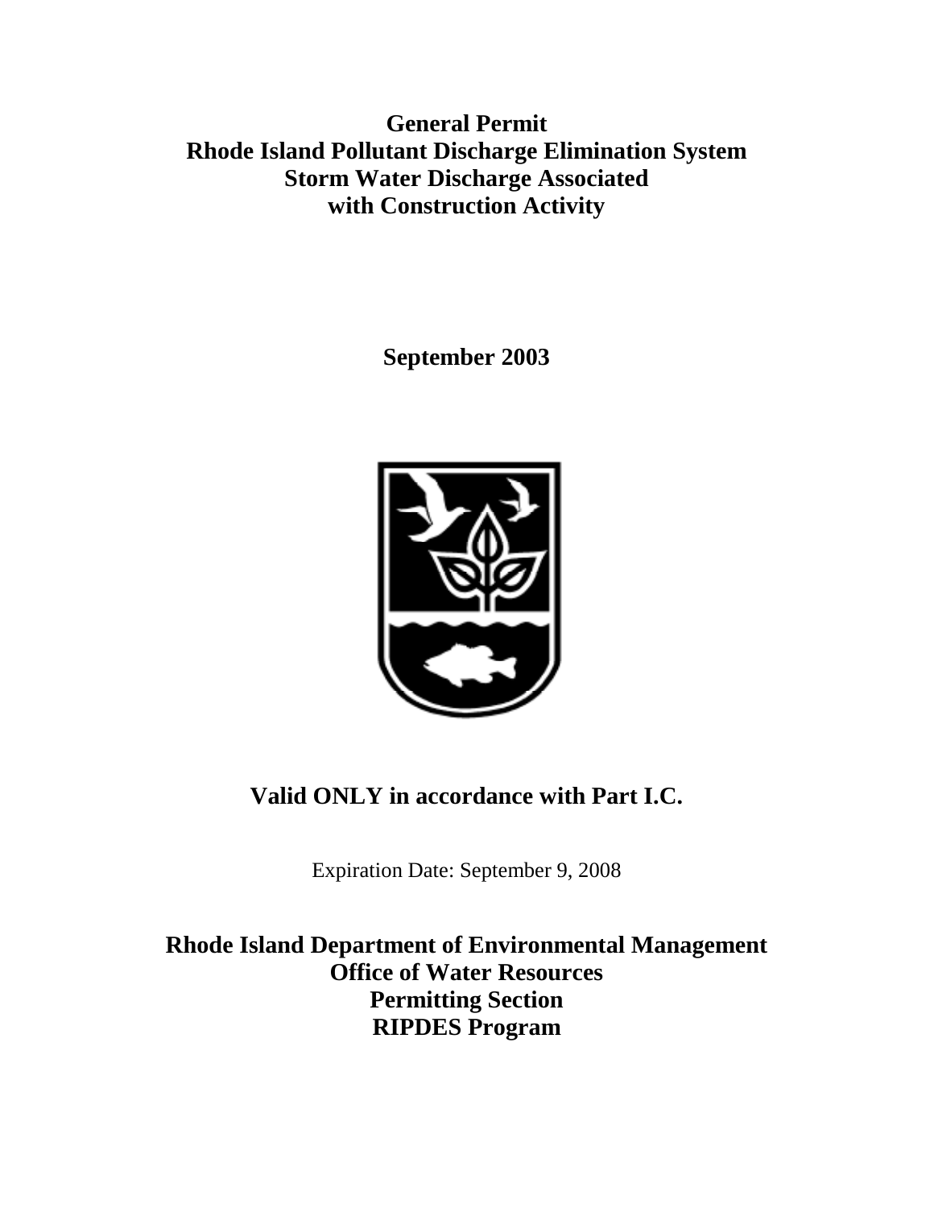# General Permit
# Rhode Island Pollutant Discharge Elimination System
# Storm Water Discharge Associated with Construction Activity

**September 2003**

## Valid ONLY in accordance with Part I.C.

Expiration Date: September 9, 2008

**Rhode Island Department of Environmental Management**
**Office of Water Resources**
**Permitting Section**
**RIPDES Program**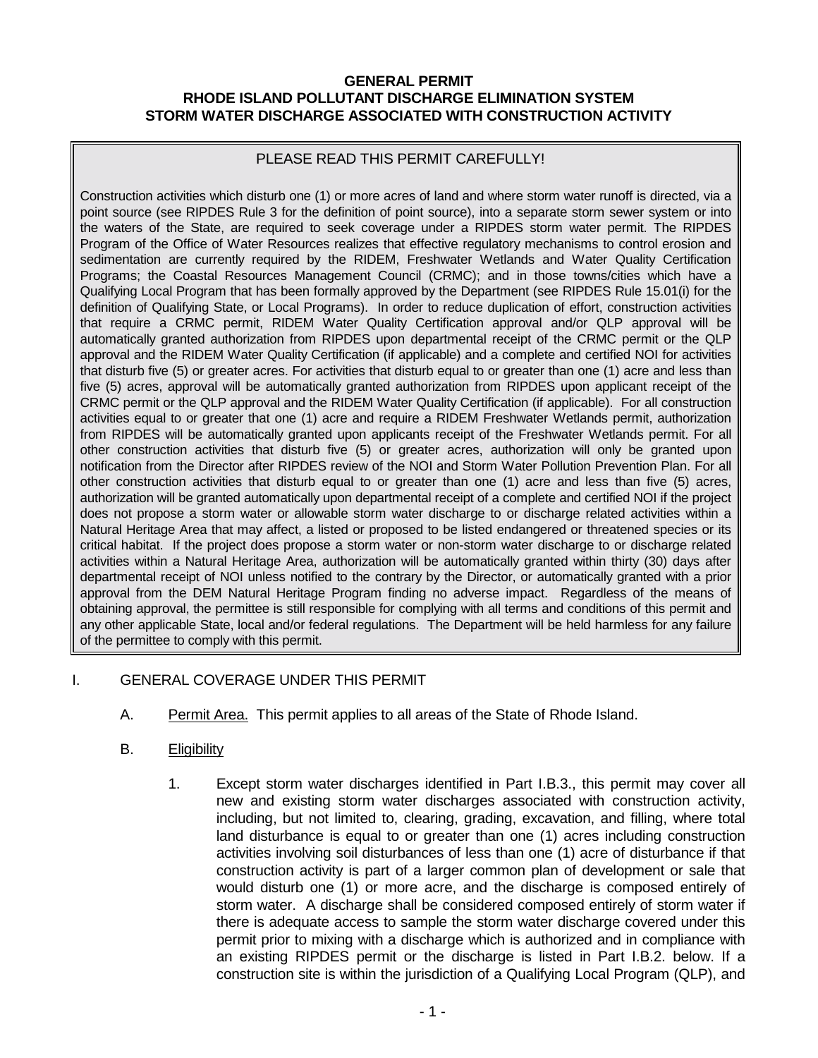**GENERAL PERMIT**
**RHODE ISLAND POLLUTANT DISCHARGE ELIMINATION SYSTEM**
**STORM WATER DISCHARGE ASSOCIATED WITH CONSTRUCTION ACTIVITY**

> PLEASE READ THIS PERMIT CAREFULLY!
>
> Construction activities which disturb one (1) or more acres of land and where storm water runoff is directed, via a point source (see RIPDES Rule 3 for the definition of point source), into a separate storm sewer system or into the waters of the State, are required to seek coverage under a RIPDES storm water permit. The RIPDES Program of the Office of Water Resources realizes that effective regulatory mechanisms to control erosion and sedimentation are currently required by the RIDEM, Freshwater Wetlands and Water Quality Certification Programs; the Coastal Resources Management Council (CRMC); and in those towns/cities which have a Qualifying Local Program that has been formally approved by the Department (see RIPDES Rule 15.01(i) for the definition of Qualifying State, or Local Programs). In order to reduce duplication of effort, construction activities that require a CRMC permit, RIDEM Water Quality Certification approval and/or QLP approval will be automatically granted authorization from RIPDES upon departmental receipt of the CRMC permit or the QLP approval and the RIDEM Water Quality Certification (if applicable) and a complete and certified NOI for activities that disturb five (5) or greater acres. For activities that disturb equal to or greater than one (1) acre and less than five (5) acres, approval will be automatically granted authorization from RIPDES upon applicant receipt of the CRMC permit or the QLP approval and the RIDEM Water Quality Certification (if applicable). For all construction activities equal to or greater that one (1) acre and require a RIDEM Freshwater Wetlands permit, authorization from RIPDES will be automatically granted upon applicants receipt of the Freshwater Wetlands permit. For all other construction activities that disturb five (5) or greater acres, authorization will only be granted upon notification from the Director after RIPDES review of the NOI and Storm Water Pollution Prevention Plan. For all other construction activities that disturb equal to or greater than one (1) acre and less than five (5) acres, authorization will be granted automatically upon departmental receipt of a complete and certified NOI if the project does not propose a storm water or allowable storm water discharge to or discharge related activities within a Natural Heritage Area that may affect, a listed or proposed to be listed endangered or threatened species or its critical habitat. If the project does propose a storm water or non-storm water discharge to or discharge related activities within a Natural Heritage Area, authorization will be automatically granted within thirty (30) days after departmental receipt of NOI unless notified to the contrary by the Director, or automatically granted with a prior approval from the DEM Natural Heritage Program finding no adverse impact. Regardless of the means of obtaining approval, the permittee is still responsible for complying with all terms and conditions of this permit and any other applicable State, local and/or federal regulations. The Department will be held harmless for any failure of the permittee to comply with this permit.

I. GENERAL COVERAGE UNDER THIS PERMIT

A. Permit Area. This permit applies to all areas of the State of Rhode Island.

B. Eligibility

1. Except storm water discharges identified in Part I.B.3., this permit may cover all new and existing storm water discharges associated with construction activity, including, but not limited to, clearing, grading, excavation, and filling, where total land disturbance is equal to or greater than one (1) acres including construction activities involving soil disturbances of less than one (1) acre of disturbance if that construction activity is part of a larger common plan of development or sale that would disturb one (1) or more acre, and the discharge is composed entirely of storm water. A discharge shall be considered composed entirely of storm water if there is adequate access to sample the storm water discharge covered under this permit prior to mixing with a discharge which is authorized and in compliance with an existing RIPDES permit or the discharge is listed in Part I.B.2. below. If a construction site is within the jurisdiction of a Qualifying Local Program (QLP), and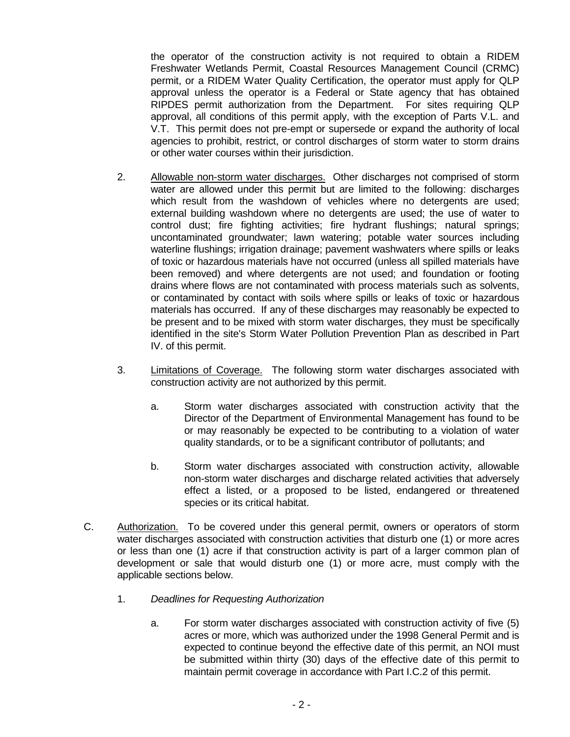the operator of the construction activity is not required to obtain a RIDEM Freshwater Wetlands Permit, Coastal Resources Management Council (CRMC) permit, or a RIDEM Water Quality Certification, the operator must apply for QLP approval unless the operator is a Federal or State agency that has obtained RIPDES permit authorization from the Department. For sites requiring QLP approval, all conditions of this permit apply, with the exception of Parts V.L. and V.T. This permit does not pre-empt or supersede or expand the authority of local agencies to prohibit, restrict, or control discharges of storm water to storm drains or other water courses within their jurisdiction.

2. Allowable non-storm water discharges. Other discharges not comprised of storm water are allowed under this permit but are limited to the following: discharges which result from the washdown of vehicles where no detergents are used; external building washdown where no detergents are used; the use of water to control dust; fire fighting activities; fire hydrant flushings; natural springs; uncontaminated groundwater; lawn watering; potable water sources including waterline flushings; irrigation drainage; pavement washwaters where spills or leaks of toxic or hazardous materials have not occurred (unless all spilled materials have been removed) and where detergents are not used; and foundation or footing drains where flows are not contaminated with process materials such as solvents, or contaminated by contact with soils where spills or leaks of toxic or hazardous materials has occurred. If any of these discharges may reasonably be expected to be present and to be mixed with storm water discharges, they must be specifically identified in the site's Storm Water Pollution Prevention Plan as described in Part IV. of this permit.

3. Limitations of Coverage. The following storm water discharges associated with construction activity are not authorized by this permit.

   a. Storm water discharges associated with construction activity that the Director of the Department of Environmental Management has found to be or may reasonably be expected to be contributing to a violation of water quality standards, or to be a significant contributor of pollutants; and

   b. Storm water discharges associated with construction activity, allowable non-storm water discharges and discharge related activities that adversely effect a listed, or a proposed to be listed, endangered or threatened species or its critical habitat.

C. Authorization. To be covered under this general permit, owners or operators of storm water discharges associated with construction activities that disturb one (1) or more acres or less than one (1) acre if that construction activity is part of a larger common plan of development or sale that would disturb one (1) or more acre, must comply with the applicable sections below.

1. *Deadlines for Requesting Authorization*

   a. For storm water discharges associated with construction activity of five (5) acres or more, which was authorized under the 1998 General Permit and is expected to continue beyond the effective date of this permit, an NOI must be submitted within thirty (30) days of the effective date of this permit to maintain permit coverage in accordance with Part I.C.2 of this permit.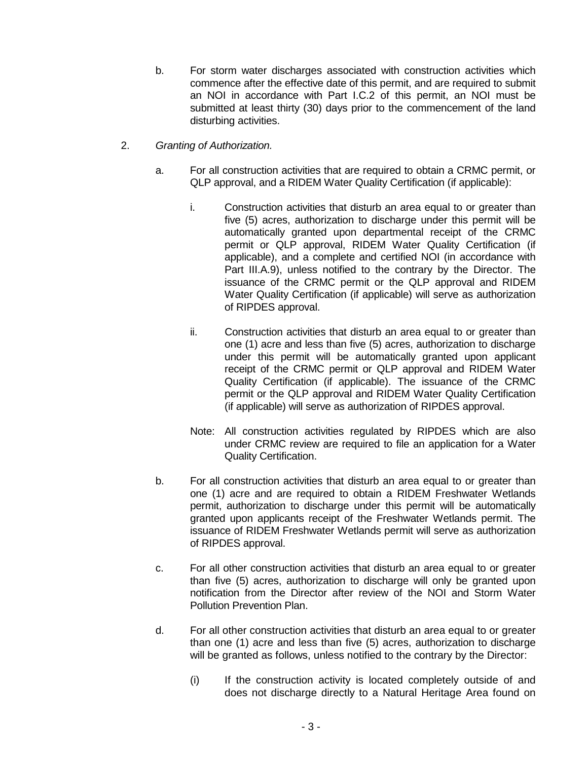b. For storm water discharges associated with construction activities which commence after the effective date of this permit, and are required to submit an NOI in accordance with Part I.C.2 of this permit, an NOI must be submitted at least thirty (30) days prior to the commencement of the land disturbing activities.

2. *Granting of Authorization.*

   a. For all construction activities that are required to obtain a CRMC permit, or QLP approval, and a RIDEM Water Quality Certification (if applicable):

      i. Construction activities that disturb an area equal to or greater than five (5) acres, authorization to discharge under this permit will be automatically granted upon departmental receipt of the CRMC permit or QLP approval, RIDEM Water Quality Certification (if applicable), and a complete and certified NOI (in accordance with Part III.A.9), unless notified to the contrary by the Director. The issuance of the CRMC permit or the QLP approval and RIDEM Water Quality Certification (if applicable) will serve as authorization of RIPDES approval.

      ii. Construction activities that disturb an area equal to or greater than one (1) acre and less than five (5) acres, authorization to discharge under this permit will be automatically granted upon applicant receipt of the CRMC permit or QLP approval and RIDEM Water Quality Certification (if applicable). The issuance of the CRMC permit or the QLP approval and RIDEM Water Quality Certification (if applicable) will serve as authorization of RIPDES approval.

      Note: All construction activities regulated by RIPDES which are also under CRMC review are required to file an application for a Water Quality Certification.

   b. For all construction activities that disturb an area equal to or greater than one (1) acre and are required to obtain a RIDEM Freshwater Wetlands permit, authorization to discharge under this permit will be automatically granted upon applicants receipt of the Freshwater Wetlands permit. The issuance of RIDEM Freshwater Wetlands permit will serve as authorization of RIPDES approval.

   c. For all other construction activities that disturb an area equal to or greater than five (5) acres, authorization to discharge will only be granted upon notification from the Director after review of the NOI and Storm Water Pollution Prevention Plan.

   d. For all other construction activities that disturb an area equal to or greater than one (1) acre and less than five (5) acres, authorization to discharge will be granted as follows, unless notified to the contrary by the Director:

      (i) If the construction activity is located completely outside of and does not discharge directly to a Natural Heritage Area found on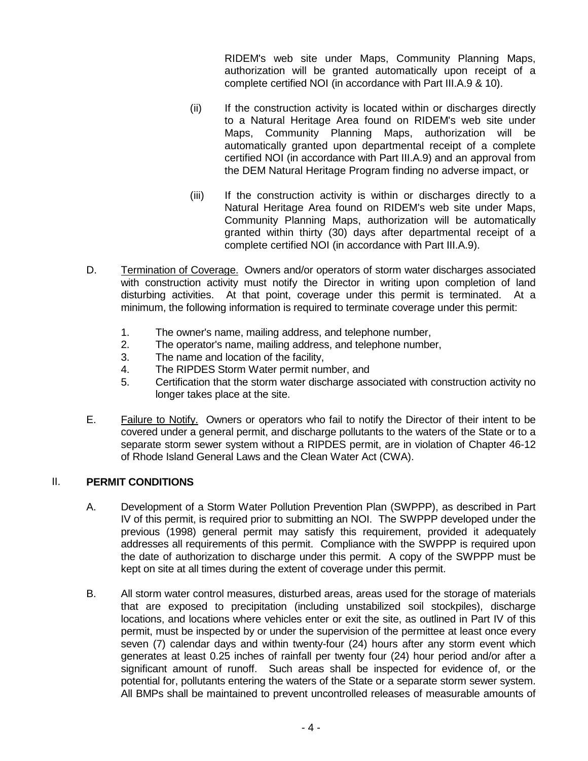RIDEM's web site under Maps, Community Planning Maps, authorization will be granted automatically upon receipt of a complete certified NOI (in accordance with Part III.A.9 & 10).

(ii) If the construction activity is located within or discharges directly to a Natural Heritage Area found on RIDEM's web site under Maps, Community Planning Maps, authorization will be automatically granted upon departmental receipt of a complete certified NOI (in accordance with Part III.A.9) and an approval from the DEM Natural Heritage Program finding no adverse impact, or

(iii) If the construction activity is within or discharges directly to a Natural Heritage Area found on RIDEM's web site under Maps, Community Planning Maps, authorization will be automatically granted within thirty (30) days after departmental receipt of a complete certified NOI (in accordance with Part III.A.9).

D. Termination of Coverage. Owners and/or operators of storm water discharges associated with construction activity must notify the Director in writing upon completion of land disturbing activities. At that point, coverage under this permit is terminated. At a minimum, the following information is required to terminate coverage under this permit:

1. The owner's name, mailing address, and telephone number,
2. The operator's name, mailing address, and telephone number,
3. The name and location of the facility,
4. The RIPDES Storm Water permit number, and
5. Certification that the storm water discharge associated with construction activity no longer takes place at the site.

E. Failure to Notify. Owners or operators who fail to notify the Director of their intent to be covered under a general permit, and discharge pollutants to the waters of the State or to a separate storm sewer system without a RIPDES permit, are in violation of Chapter 46-12 of Rhode Island General Laws and the Clean Water Act (CWA).

## II. PERMIT CONDITIONS

A. Development of a Storm Water Pollution Prevention Plan (SWPPP), as described in Part IV of this permit, is required prior to submitting an NOI. The SWPPP developed under the previous (1998) general permit may satisfy this requirement, provided it adequately addresses all requirements of this permit. Compliance with the SWPPP is required upon the date of authorization to discharge under this permit. A copy of the SWPPP must be kept on site at all times during the extent of coverage under this permit.

B. All storm water control measures, disturbed areas, areas used for the storage of materials that are exposed to precipitation (including unstabilized soil stockpiles), discharge locations, and locations where vehicles enter or exit the site, as outlined in Part IV of this permit, must be inspected by or under the supervision of the permittee at least once every seven (7) calendar days and within twenty-four (24) hours after any storm event which generates at least 0.25 inches of rainfall per twenty four (24) hour period and/or after a significant amount of runoff. Such areas shall be inspected for evidence of, or the potential for, pollutants entering the waters of the State or a separate storm sewer system. All BMPs shall be maintained to prevent uncontrolled releases of measurable amounts of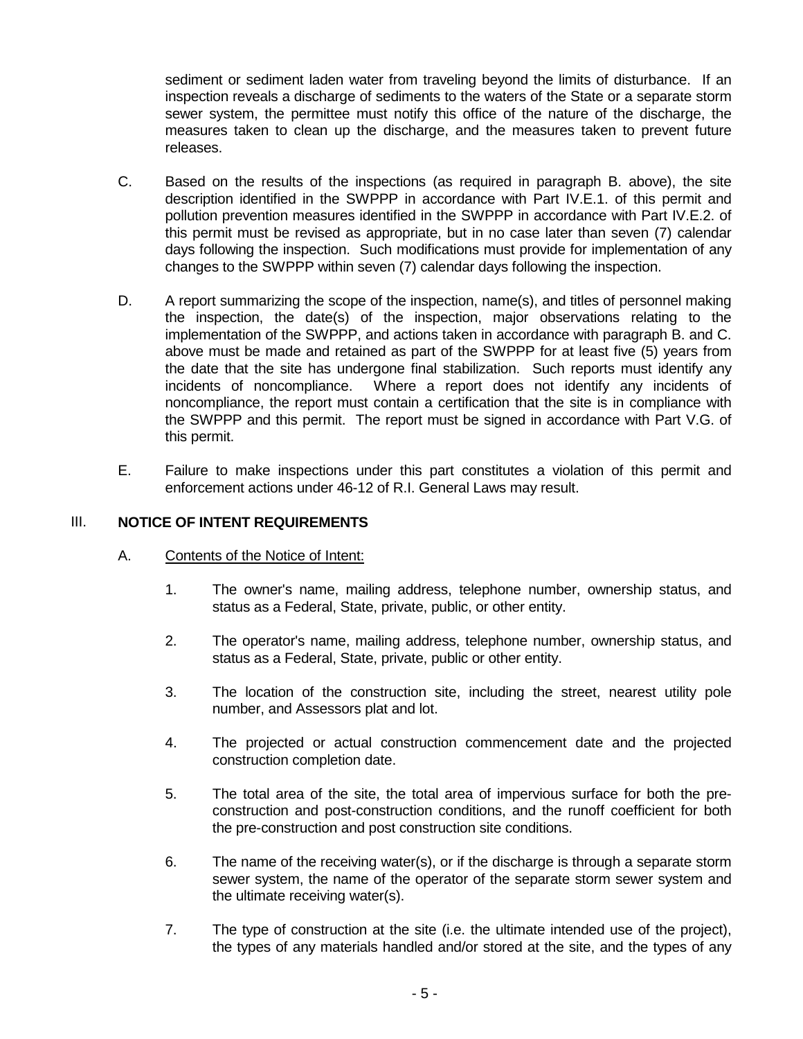sediment or sediment laden water from traveling beyond the limits of disturbance. If an inspection reveals a discharge of sediments to the waters of the State or a separate storm sewer system, the permittee must notify this office of the nature of the discharge, the measures taken to clean up the discharge, and the measures taken to prevent future releases.

C. Based on the results of the inspections (as required in paragraph B. above), the site description identified in the SWPPP in accordance with Part IV.E.1. of this permit and pollution prevention measures identified in the SWPPP in accordance with Part IV.E.2. of this permit must be revised as appropriate, but in no case later than seven (7) calendar days following the inspection. Such modifications must provide for implementation of any changes to the SWPPP within seven (7) calendar days following the inspection.

D. A report summarizing the scope of the inspection, name(s), and titles of personnel making the inspection, the date(s) of the inspection, major observations relating to the implementation of the SWPPP, and actions taken in accordance with paragraph B. and C. above must be made and retained as part of the SWPPP for at least five (5) years from the date that the site has undergone final stabilization. Such reports must identify any incidents of noncompliance. Where a report does not identify any incidents of noncompliance, the report must contain a certification that the site is in compliance with the SWPPP and this permit. The report must be signed in accordance with Part V.G. of this permit.

E. Failure to make inspections under this part constitutes a violation of this permit and enforcement actions under 46-12 of R.I. General Laws may result.

## III. NOTICE OF INTENT REQUIREMENTS

A. Contents of the Notice of Intent:

1. The owner's name, mailing address, telephone number, ownership status, and status as a Federal, State, private, public, or other entity.

2. The operator's name, mailing address, telephone number, ownership status, and status as a Federal, State, private, public or other entity.

3. The location of the construction site, including the street, nearest utility pole number, and Assessors plat and lot.

4. The projected or actual construction commencement date and the projected construction completion date.

5. The total area of the site, the total area of impervious surface for both the pre-construction and post-construction conditions, and the runoff coefficient for both the pre-construction and post construction site conditions.

6. The name of the receiving water(s), or if the discharge is through a separate storm sewer system, the name of the operator of the separate storm sewer system and the ultimate receiving water(s).

7. The type of construction at the site (i.e. the ultimate intended use of the project), the types of any materials handled and/or stored at the site, and the types of any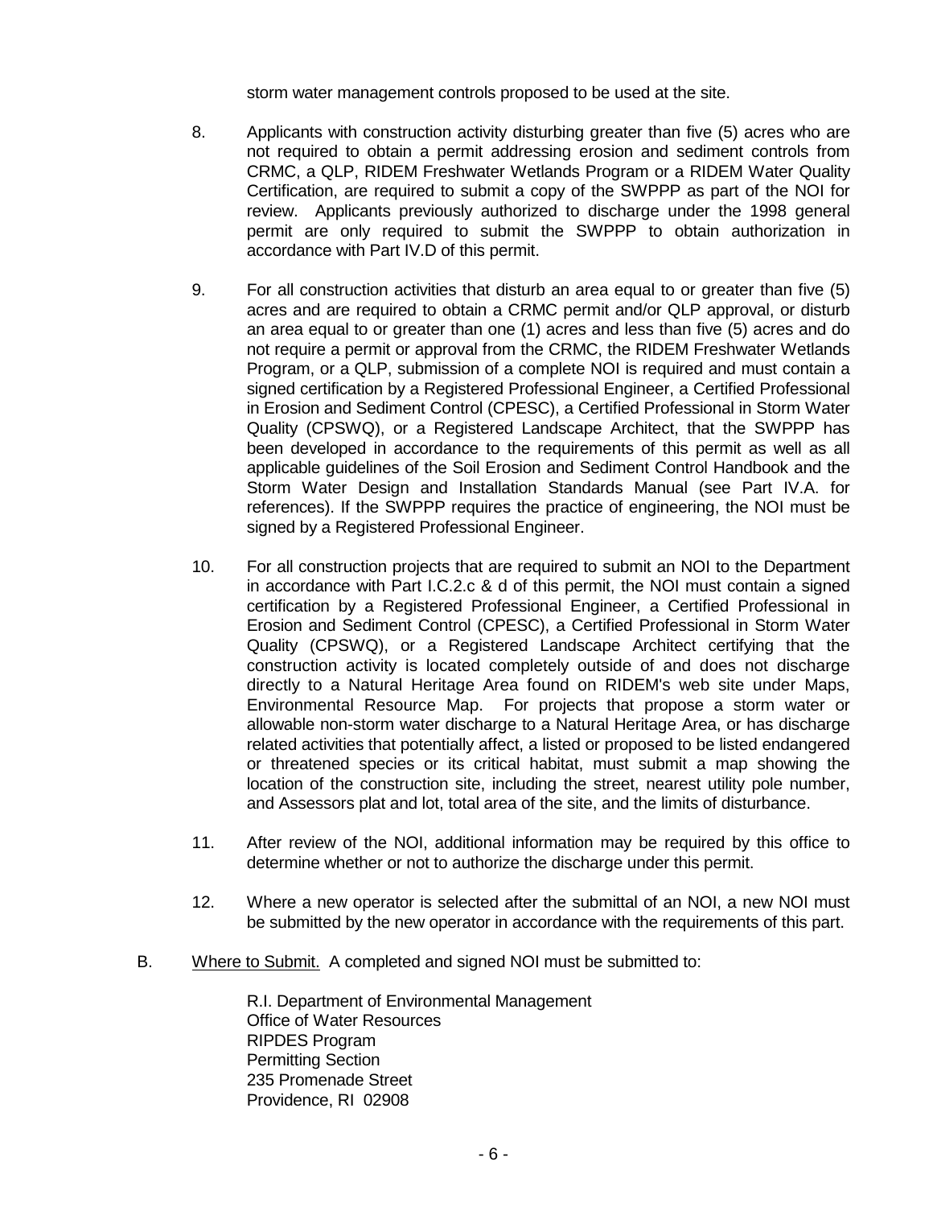storm water management controls proposed to be used at the site.

8. Applicants with construction activity disturbing greater than five (5) acres who are not required to obtain a permit addressing erosion and sediment controls from CRMC, a QLP, RIDEM Freshwater Wetlands Program or a RIDEM Water Quality Certification, are required to submit a copy of the SWPPP as part of the NOI for review. Applicants previously authorized to discharge under the 1998 general permit are only required to submit the SWPPP to obtain authorization in accordance with Part IV.D of this permit.

9. For all construction activities that disturb an area equal to or greater than five (5) acres and are required to obtain a CRMC permit and/or QLP approval, or disturb an area equal to or greater than one (1) acres and less than five (5) acres and do not require a permit or approval from the CRMC, the RIDEM Freshwater Wetlands Program, or a QLP, submission of a complete NOI is required and must contain a signed certification by a Registered Professional Engineer, a Certified Professional in Erosion and Sediment Control (CPESC), a Certified Professional in Storm Water Quality (CPSWQ), or a Registered Landscape Architect, that the SWPPP has been developed in accordance to the requirements of this permit as well as all applicable guidelines of the Soil Erosion and Sediment Control Handbook and the Storm Water Design and Installation Standards Manual (see Part IV.A. for references). If the SWPPP requires the practice of engineering, the NOI must be signed by a Registered Professional Engineer.

10. For all construction projects that are required to submit an NOI to the Department in accordance with Part I.C.2.c & d of this permit, the NOI must contain a signed certification by a Registered Professional Engineer, a Certified Professional in Erosion and Sediment Control (CPESC), a Certified Professional in Storm Water Quality (CPSWQ), or a Registered Landscape Architect certifying that the construction activity is located completely outside of and does not discharge directly to a Natural Heritage Area found on RIDEM's web site under Maps, Environmental Resource Map. For projects that propose a storm water or allowable non-storm water discharge to a Natural Heritage Area, or has discharge related activities that potentially affect, a listed or proposed to be listed endangered or threatened species or its critical habitat, must submit a map showing the location of the construction site, including the street, nearest utility pole number, and Assessors plat and lot, total area of the site, and the limits of disturbance.

11. After review of the NOI, additional information may be required by this office to determine whether or not to authorize the discharge under this permit.

12. Where a new operator is selected after the submittal of an NOI, a new NOI must be submitted by the new operator in accordance with the requirements of this part.

B. Where to Submit. A completed and signed NOI must be submitted to:

R.I. Department of Environmental Management
Office of Water Resources
RIPDES Program
Permitting Section
235 Promenade Street
Providence, RI 02908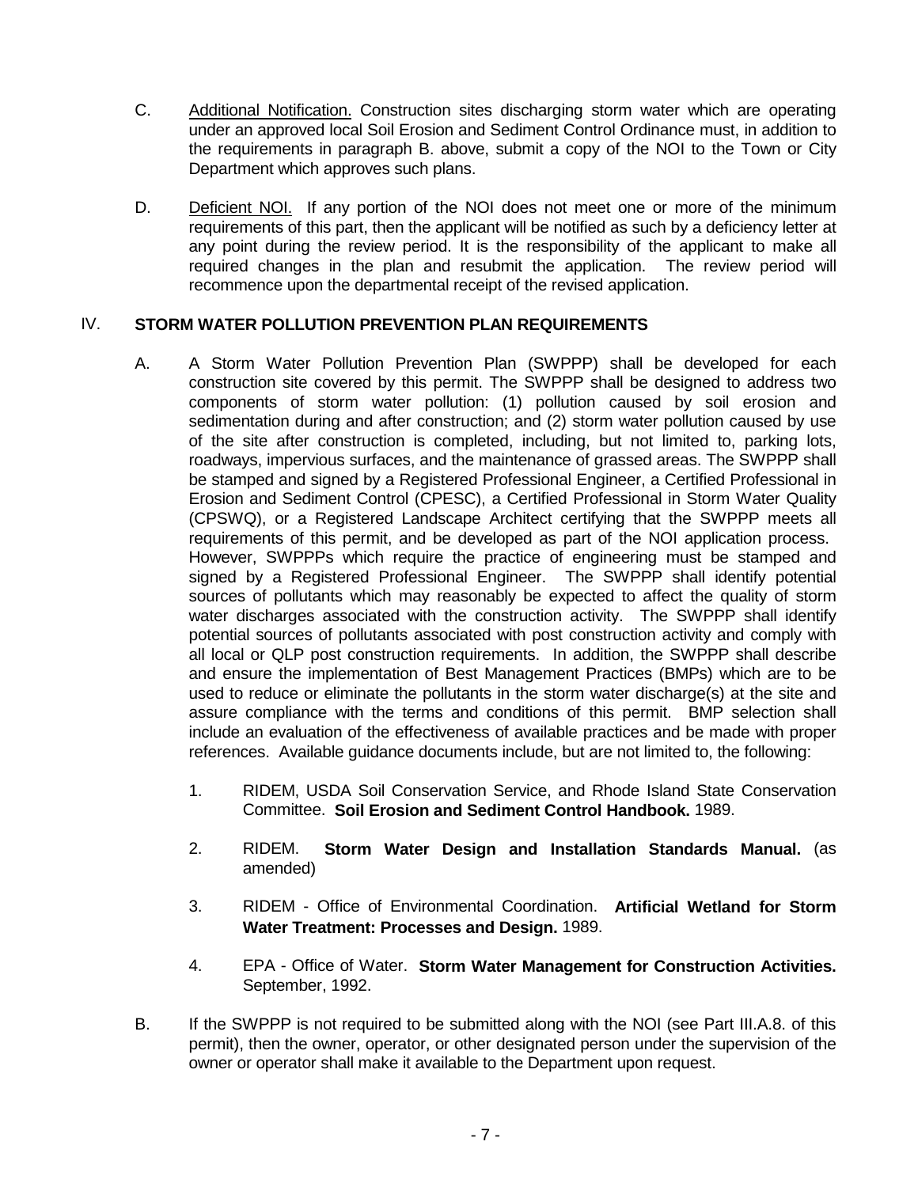C. Additional Notification. Construction sites discharging storm water which are operating under an approved local Soil Erosion and Sediment Control Ordinance must, in addition to the requirements in paragraph B. above, submit a copy of the NOI to the Town or City Department which approves such plans.

D. Deficient NOI. If any portion of the NOI does not meet one or more of the minimum requirements of this part, then the applicant will be notified as such by a deficiency letter at any point during the review period. It is the responsibility of the applicant to make all required changes in the plan and resubmit the application. The review period will recommence upon the departmental receipt of the revised application.

## IV. STORM WATER POLLUTION PREVENTION PLAN REQUIREMENTS

A. A Storm Water Pollution Prevention Plan (SWPPP) shall be developed for each construction site covered by this permit. The SWPPP shall be designed to address two components of storm water pollution: (1) pollution caused by soil erosion and sedimentation during and after construction; and (2) storm water pollution caused by use of the site after construction is completed, including, but not limited to, parking lots, roadways, impervious surfaces, and the maintenance of grassed areas. The SWPPP shall be stamped and signed by a Registered Professional Engineer, a Certified Professional in Erosion and Sediment Control (CPESC), a Certified Professional in Storm Water Quality (CPSWQ), or a Registered Landscape Architect certifying that the SWPPP meets all requirements of this permit, and be developed as part of the NOI application process. However, SWPPPs which require the practice of engineering must be stamped and signed by a Registered Professional Engineer. The SWPPP shall identify potential sources of pollutants which may reasonably be expected to affect the quality of storm water discharges associated with the construction activity. The SWPPP shall identify potential sources of pollutants associated with post construction activity and comply with all local or QLP post construction requirements. In addition, the SWPPP shall describe and ensure the implementation of Best Management Practices (BMPs) which are to be used to reduce or eliminate the pollutants in the storm water discharge(s) at the site and assure compliance with the terms and conditions of this permit. BMP selection shall include an evaluation of the effectiveness of available practices and be made with proper references. Available guidance documents include, but are not limited to, the following:

1. RIDEM, USDA Soil Conservation Service, and Rhode Island State Conservation Committee. **Soil Erosion and Sediment Control Handbook.** 1989.

2. RIDEM. **Storm Water Design and Installation Standards Manual.** (as amended)

3. RIDEM - Office of Environmental Coordination. **Artificial Wetland for Storm Water Treatment: Processes and Design.** 1989.

4. EPA - Office of Water. **Storm Water Management for Construction Activities.** September, 1992.

B. If the SWPPP is not required to be submitted along with the NOI (see Part III.A.8. of this permit), then the owner, operator, or other designated person under the supervision of the owner or operator shall make it available to the Department upon request.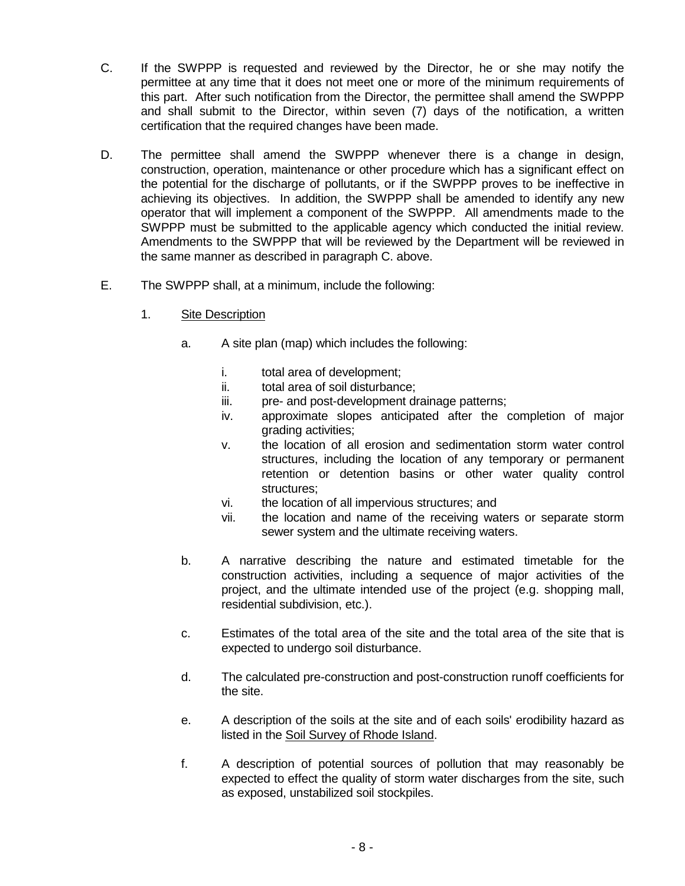C. If the SWPPP is requested and reviewed by the Director, he or she may notify the permittee at any time that it does not meet one or more of the minimum requirements of this part. After such notification from the Director, the permittee shall amend the SWPPP and shall submit to the Director, within seven (7) days of the notification, a written certification that the required changes have been made.

D. The permittee shall amend the SWPPP whenever there is a change in design, construction, operation, maintenance or other procedure which has a significant effect on the potential for the discharge of pollutants, or if the SWPPP proves to be ineffective in achieving its objectives. In addition, the SWPPP shall be amended to identify any new operator that will implement a component of the SWPPP. All amendments made to the SWPPP must be submitted to the applicable agency which conducted the initial review. Amendments to the SWPPP that will be reviewed by the Department will be reviewed in the same manner as described in paragraph C. above.

E. The SWPPP shall, at a minimum, include the following:

1. Site Description

   a. A site plan (map) which includes the following:

      i. total area of development;
      ii. total area of soil disturbance;
      iii. pre- and post-development drainage patterns;
      iv. approximate slopes anticipated after the completion of major grading activities;
      v. the location of all erosion and sedimentation storm water control structures, including the location of any temporary or permanent retention or detention basins or other water quality control structures;
      vi. the location of all impervious structures; and
      vii. the location and name of the receiving waters or separate storm sewer system and the ultimate receiving waters.

   b. A narrative describing the nature and estimated timetable for the construction activities, including a sequence of major activities of the project, and the ultimate intended use of the project (e.g. shopping mall, residential subdivision, etc.).

   c. Estimates of the total area of the site and the total area of the site that is expected to undergo soil disturbance.

   d. The calculated pre-construction and post-construction runoff coefficients for the site.

   e. A description of the soils at the site and of each soils' erodibility hazard as listed in the Soil Survey of Rhode Island.

   f. A description of potential sources of pollution that may reasonably be expected to effect the quality of storm water discharges from the site, such as exposed, unstabilized soil stockpiles.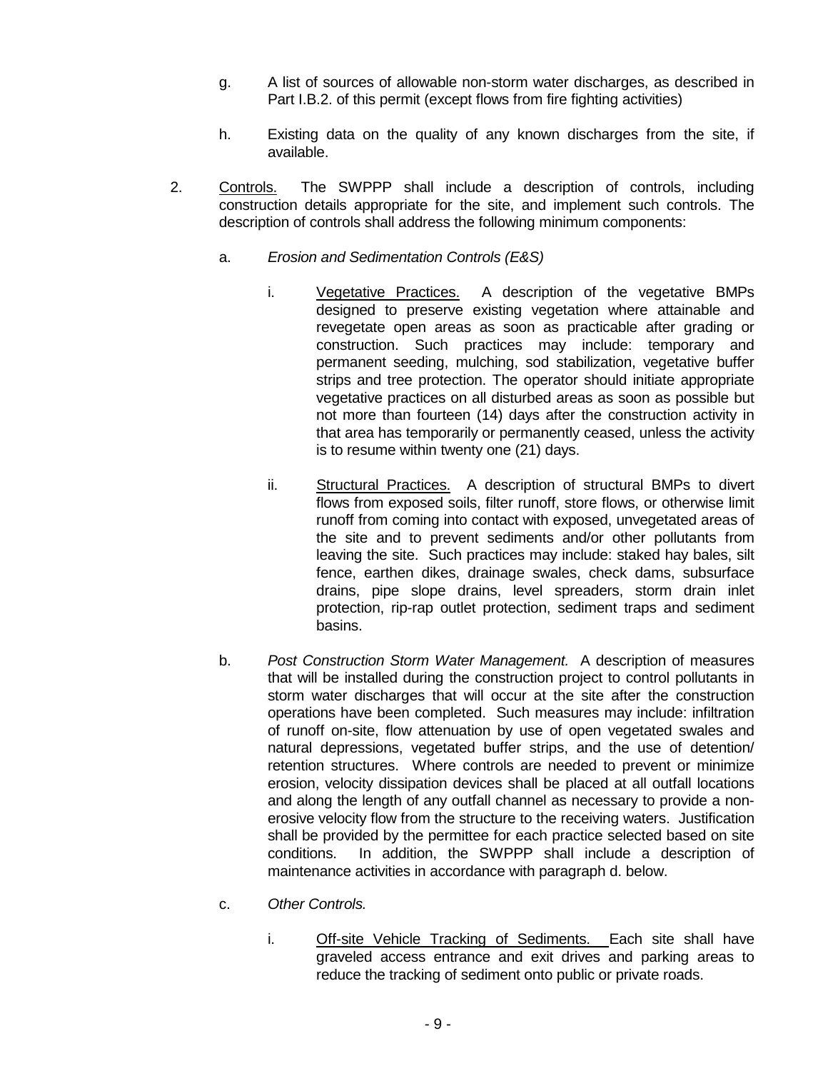g. A list of sources of allowable non-storm water discharges, as described in Part I.B.2. of this permit (except flows from fire fighting activities)

h. Existing data on the quality of any known discharges from the site, if available.

2. Controls. The SWPPP shall include a description of controls, including construction details appropriate for the site, and implement such controls. The description of controls shall address the following minimum components:

   a. *Erosion and Sedimentation Controls (E&S)*

      i. Vegetative Practices. A description of the vegetative BMPs designed to preserve existing vegetation where attainable and revegetate open areas as soon as practicable after grading or construction. Such practices may include: temporary and permanent seeding, mulching, sod stabilization, vegetative buffer strips and tree protection. The operator should initiate appropriate vegetative practices on all disturbed areas as soon as possible but not more than fourteen (14) days after the construction activity in that area has temporarily or permanently ceased, unless the activity is to resume within twenty one (21) days.

      ii. Structural Practices. A description of structural BMPs to divert flows from exposed soils, filter runoff, store flows, or otherwise limit runoff from coming into contact with exposed, unvegetated areas of the site and to prevent sediments and/or other pollutants from leaving the site. Such practices may include: staked hay bales, silt fence, earthen dikes, drainage swales, check dams, subsurface drains, pipe slope drains, level spreaders, storm drain inlet protection, rip-rap outlet protection, sediment traps and sediment basins.

   b. *Post Construction Storm Water Management.* A description of measures that will be installed during the construction project to control pollutants in storm water discharges that will occur at the site after the construction operations have been completed. Such measures may include: infiltration of runoff on-site, flow attenuation by use of open vegetated swales and natural depressions, vegetated buffer strips, and the use of detention/ retention structures. Where controls are needed to prevent or minimize erosion, velocity dissipation devices shall be placed at all outfall locations and along the length of any outfall channel as necessary to provide a non-erosive velocity flow from the structure to the receiving waters. Justification shall be provided by the permittee for each practice selected based on site conditions. In addition, the SWPPP shall include a description of maintenance activities in accordance with paragraph d. below.

   c. *Other Controls.*

      i. Off-site Vehicle Tracking of Sediments. Each site shall have graveled access entrance and exit drives and parking areas to reduce the tracking of sediment onto public or private roads.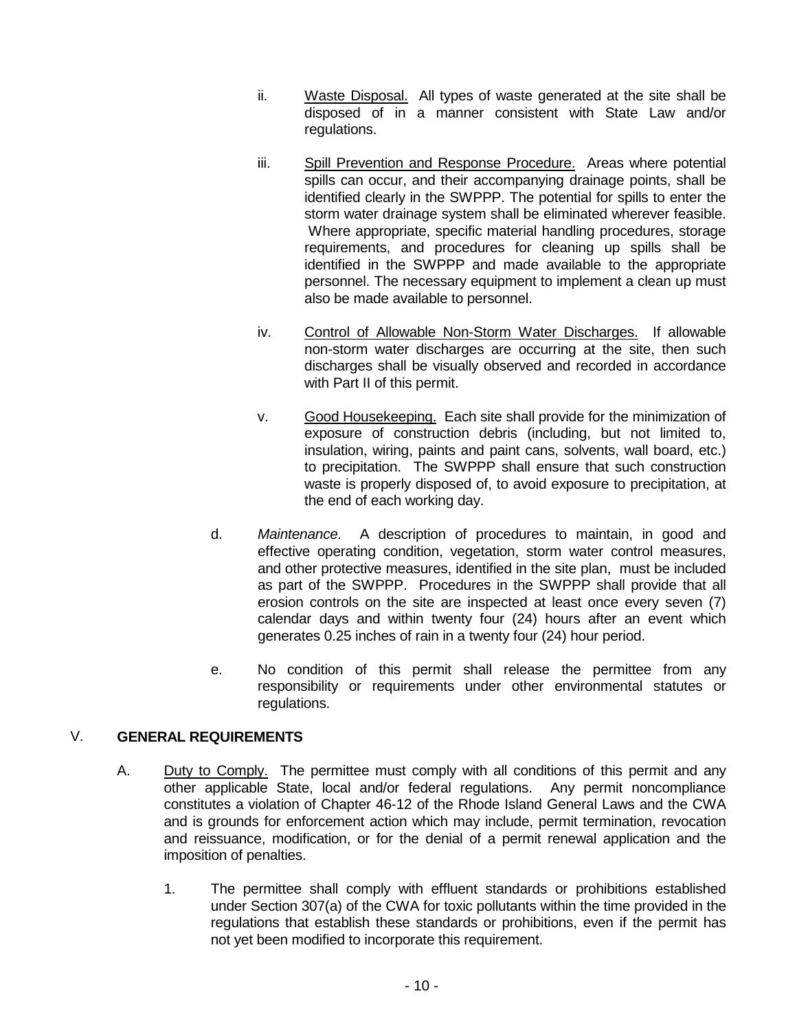ii. Waste Disposal. All types of waste generated at the site shall be disposed of in a manner consistent with State Law and/or regulations.

iii. Spill Prevention and Response Procedure. Areas where potential spills can occur, and their accompanying drainage points, shall be identified clearly in the SWPPP. The potential for spills to enter the storm water drainage system shall be eliminated wherever feasible. Where appropriate, specific material handling procedures, storage requirements, and procedures for cleaning up spills shall be identified in the SWPPP and made available to the appropriate personnel. The necessary equipment to implement a clean up must also be made available to personnel.

iv. Control of Allowable Non-Storm Water Discharges. If allowable non-storm water discharges are occurring at the site, then such discharges shall be visually observed and recorded in accordance with Part II of this permit.

v. Good Housekeeping. Each site shall provide for the minimization of exposure of construction debris (including, but not limited to, insulation, wiring, paints and paint cans, solvents, wall board, etc.) to precipitation. The SWPPP shall ensure that such construction waste is properly disposed of, to avoid exposure to precipitation, at the end of each working day.

d. *Maintenance.* A description of procedures to maintain, in good and effective operating condition, vegetation, storm water control measures, and other protective measures, identified in the site plan, must be included as part of the SWPPP. Procedures in the SWPPP shall provide that all erosion controls on the site are inspected at least once every seven (7) calendar days and within twenty four (24) hours after an event which generates 0.25 inches of rain in a twenty four (24) hour period.

e. No condition of this permit shall release the permittee from any responsibility or requirements under other environmental statutes or regulations.

## V. GENERAL REQUIREMENTS

A. Duty to Comply. The permittee must comply with all conditions of this permit and any other applicable State, local and/or federal regulations. Any permit noncompliance constitutes a violation of Chapter 46-12 of the Rhode Island General Laws and the CWA and is grounds for enforcement action which may include, permit termination, revocation and reissuance, modification, or for the denial of a permit renewal application and the imposition of penalties.

1. The permittee shall comply with effluent standards or prohibitions established under Section 307(a) of the CWA for toxic pollutants within the time provided in the regulations that establish these standards or prohibitions, even if the permit has not yet been modified to incorporate this requirement.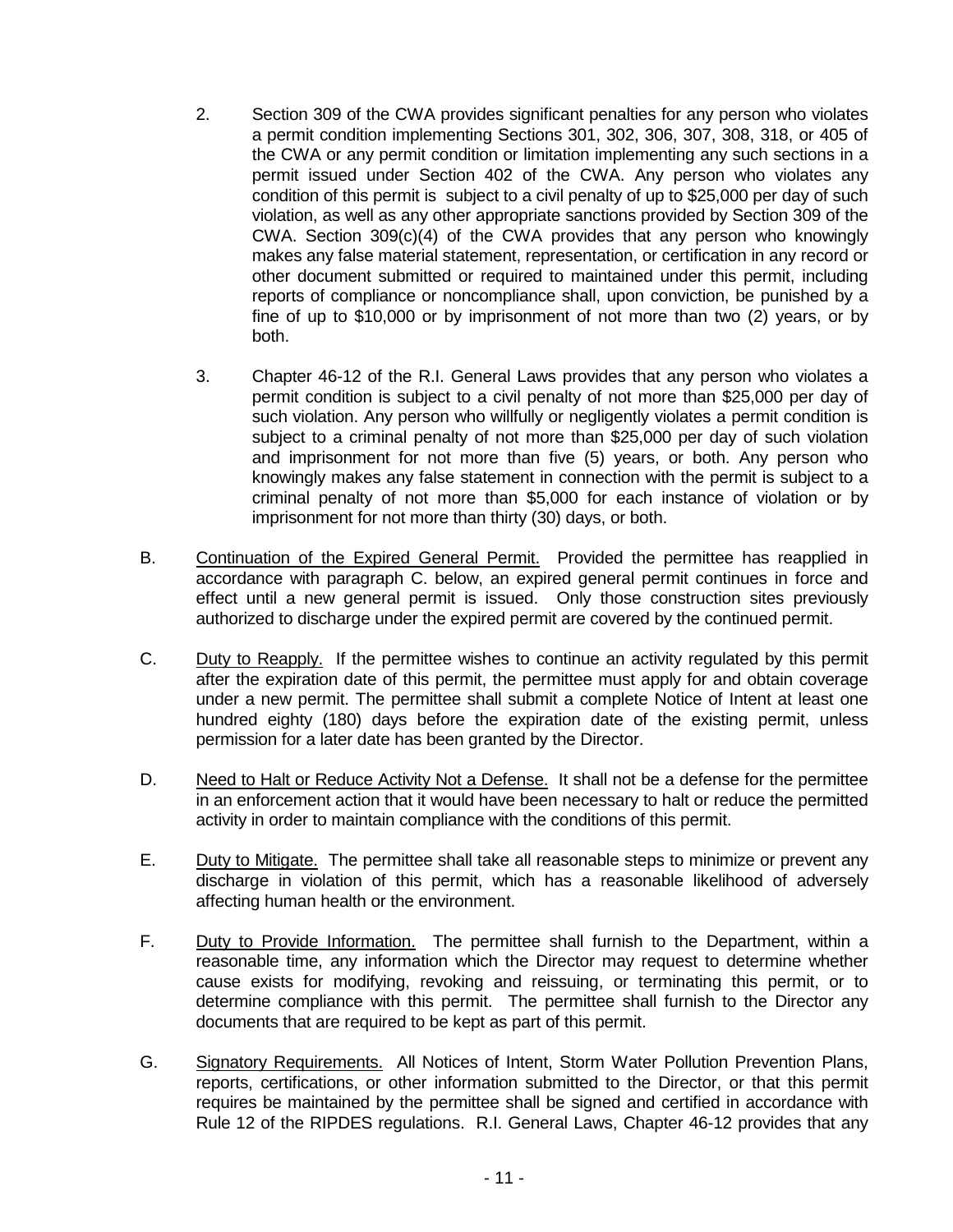2. Section 309 of the CWA provides significant penalties for any person who violates a permit condition implementing Sections 301, 302, 306, 307, 308, 318, or 405 of the CWA or any permit condition or limitation implementing any such sections in a permit issued under Section 402 of the CWA. Any person who violates any condition of this permit is subject to a civil penalty of up to $25,000 per day of such violation, as well as any other appropriate sanctions provided by Section 309 of the CWA. Section 309(c)(4) of the CWA provides that any person who knowingly makes any false material statement, representation, or certification in any record or other document submitted or required to maintained under this permit, including reports of compliance or noncompliance shall, upon conviction, be punished by a fine of up to $10,000 or by imprisonment of not more than two (2) years, or by both.

3. Chapter 46-12 of the R.I. General Laws provides that any person who violates a permit condition is subject to a civil penalty of not more than $25,000 per day of such violation. Any person who willfully or negligently violates a permit condition is subject to a criminal penalty of not more than $25,000 per day of such violation and imprisonment for not more than five (5) years, or both. Any person who knowingly makes any false statement in connection with the permit is subject to a criminal penalty of not more than $5,000 for each instance of violation or by imprisonment for not more than thirty (30) days, or both.

B. Continuation of the Expired General Permit. Provided the permittee has reapplied in accordance with paragraph C. below, an expired general permit continues in force and effect until a new general permit is issued. Only those construction sites previously authorized to discharge under the expired permit are covered by the continued permit.

C. Duty to Reapply. If the permittee wishes to continue an activity regulated by this permit after the expiration date of this permit, the permittee must apply for and obtain coverage under a new permit. The permittee shall submit a complete Notice of Intent at least one hundred eighty (180) days before the expiration date of the existing permit, unless permission for a later date has been granted by the Director.

D. Need to Halt or Reduce Activity Not a Defense. It shall not be a defense for the permittee in an enforcement action that it would have been necessary to halt or reduce the permitted activity in order to maintain compliance with the conditions of this permit.

E. Duty to Mitigate. The permittee shall take all reasonable steps to minimize or prevent any discharge in violation of this permit, which has a reasonable likelihood of adversely affecting human health or the environment.

F. Duty to Provide Information. The permittee shall furnish to the Department, within a reasonable time, any information which the Director may request to determine whether cause exists for modifying, revoking and reissuing, or terminating this permit, or to determine compliance with this permit. The permittee shall furnish to the Director any documents that are required to be kept as part of this permit.

G. Signatory Requirements. All Notices of Intent, Storm Water Pollution Prevention Plans, reports, certifications, or other information submitted to the Director, or that this permit requires be maintained by the permittee shall be signed and certified in accordance with Rule 12 of the RIPDES regulations. R.I. General Laws, Chapter 46-12 provides that any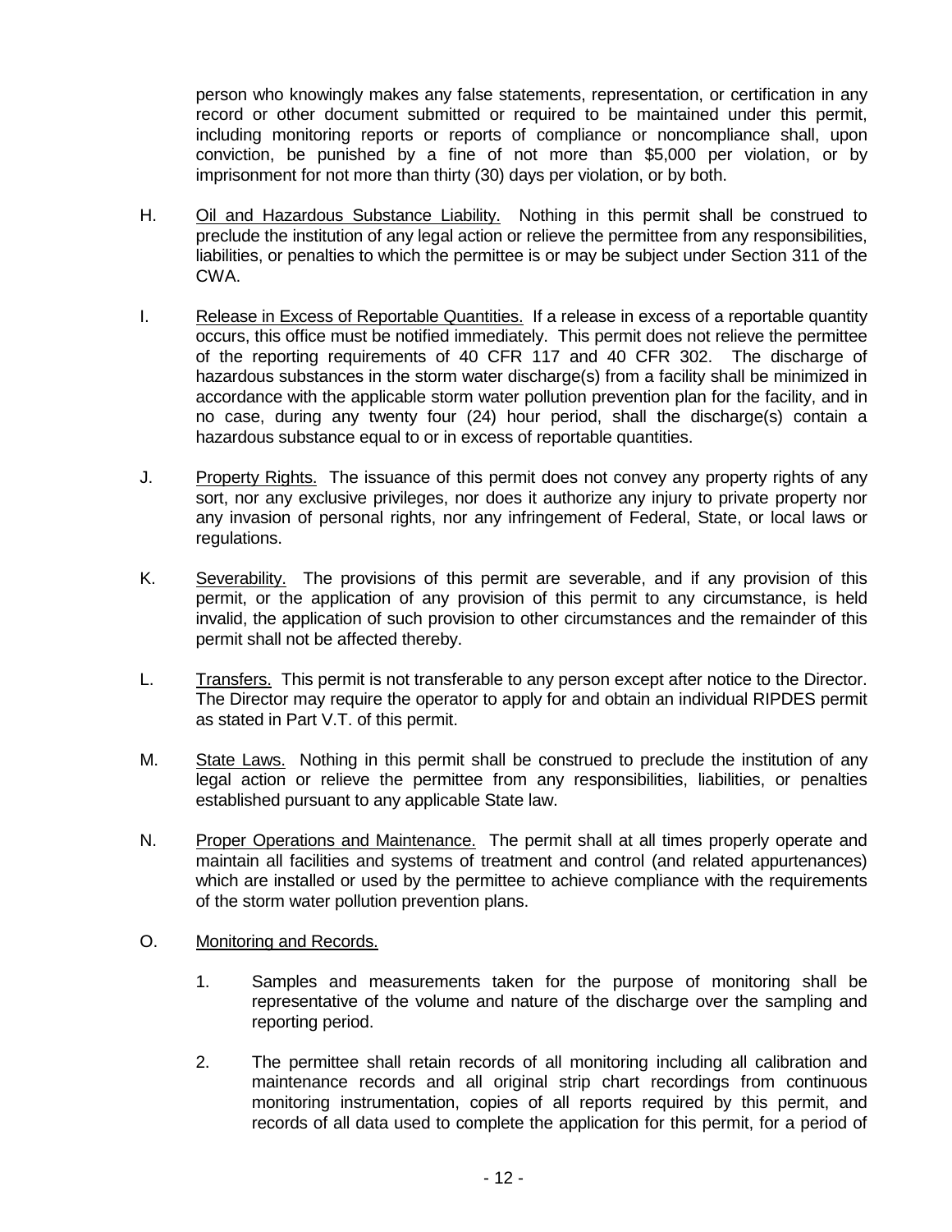person who knowingly makes any false statements, representation, or certification in any record or other document submitted or required to be maintained under this permit, including monitoring reports or reports of compliance or noncompliance shall, upon conviction, be punished by a fine of not more than $5,000 per violation, or by imprisonment for not more than thirty (30) days per violation, or by both.

H. Oil and Hazardous Substance Liability. Nothing in this permit shall be construed to preclude the institution of any legal action or relieve the permittee from any responsibilities, liabilities, or penalties to which the permittee is or may be subject under Section 311 of the CWA.

I. Release in Excess of Reportable Quantities. If a release in excess of a reportable quantity occurs, this office must be notified immediately. This permit does not relieve the permittee of the reporting requirements of 40 CFR 117 and 40 CFR 302. The discharge of hazardous substances in the storm water discharge(s) from a facility shall be minimized in accordance with the applicable storm water pollution prevention plan for the facility, and in no case, during any twenty four (24) hour period, shall the discharge(s) contain a hazardous substance equal to or in excess of reportable quantities.

J. Property Rights. The issuance of this permit does not convey any property rights of any sort, nor any exclusive privileges, nor does it authorize any injury to private property nor any invasion of personal rights, nor any infringement of Federal, State, or local laws or regulations.

K. Severability. The provisions of this permit are severable, and if any provision of this permit, or the application of any provision of this permit to any circumstance, is held invalid, the application of such provision to other circumstances and the remainder of this permit shall not be affected thereby.

L. Transfers. This permit is not transferable to any person except after notice to the Director. The Director may require the operator to apply for and obtain an individual RIPDES permit as stated in Part V.T. of this permit.

M. State Laws. Nothing in this permit shall be construed to preclude the institution of any legal action or relieve the permittee from any responsibilities, liabilities, or penalties established pursuant to any applicable State law.

N. Proper Operations and Maintenance. The permit shall at all times properly operate and maintain all facilities and systems of treatment and control (and related appurtenances) which are installed or used by the permittee to achieve compliance with the requirements of the storm water pollution prevention plans.

O. Monitoring and Records.

1. Samples and measurements taken for the purpose of monitoring shall be representative of the volume and nature of the discharge over the sampling and reporting period.

2. The permittee shall retain records of all monitoring including all calibration and maintenance records and all original strip chart recordings from continuous monitoring instrumentation, copies of all reports required by this permit, and records of all data used to complete the application for this permit, for a period of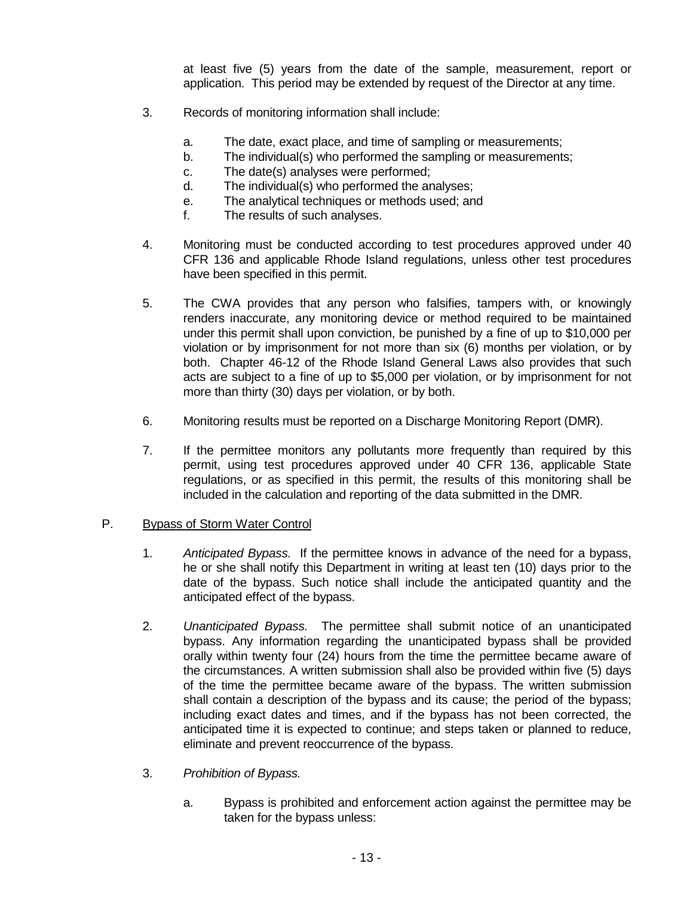at least five (5) years from the date of the sample, measurement, report or application. This period may be extended by request of the Director at any time.

3. Records of monitoring information shall include:

   a. The date, exact place, and time of sampling or measurements;
   b. The individual(s) who performed the sampling or measurements;
   c. The date(s) analyses were performed;
   d. The individual(s) who performed the analyses;
   e. The analytical techniques or methods used; and
   f. The results of such analyses.

4. Monitoring must be conducted according to test procedures approved under 40 CFR 136 and applicable Rhode Island regulations, unless other test procedures have been specified in this permit.

5. The CWA provides that any person who falsifies, tampers with, or knowingly renders inaccurate, any monitoring device or method required to be maintained under this permit shall upon conviction, be punished by a fine of up to $10,000 per violation or by imprisonment for not more than six (6) months per violation, or by both. Chapter 46-12 of the Rhode Island General Laws also provides that such acts are subject to a fine of up to $5,000 per violation, or by imprisonment for not more than thirty (30) days per violation, or by both.

6. Monitoring results must be reported on a Discharge Monitoring Report (DMR).

7. If the permittee monitors any pollutants more frequently than required by this permit, using test procedures approved under 40 CFR 136, applicable State regulations, or as specified in this permit, the results of this monitoring shall be included in the calculation and reporting of the data submitted in the DMR.

P. Bypass of Storm Water Control

1. *Anticipated Bypass.* If the permittee knows in advance of the need for a bypass, he or she shall notify this Department in writing at least ten (10) days prior to the date of the bypass. Such notice shall include the anticipated quantity and the anticipated effect of the bypass.

2. *Unanticipated Bypass.* The permittee shall submit notice of an unanticipated bypass. Any information regarding the unanticipated bypass shall be provided orally within twenty four (24) hours from the time the permittee became aware of the circumstances. A written submission shall also be provided within five (5) days of the time the permittee became aware of the bypass. The written submission shall contain a description of the bypass and its cause; the period of the bypass; including exact dates and times, and if the bypass has not been corrected, the anticipated time it is expected to continue; and steps taken or planned to reduce, eliminate and prevent reoccurrence of the bypass.

3. *Prohibition of Bypass.*

   a. Bypass is prohibited and enforcement action against the permittee may be taken for the bypass unless: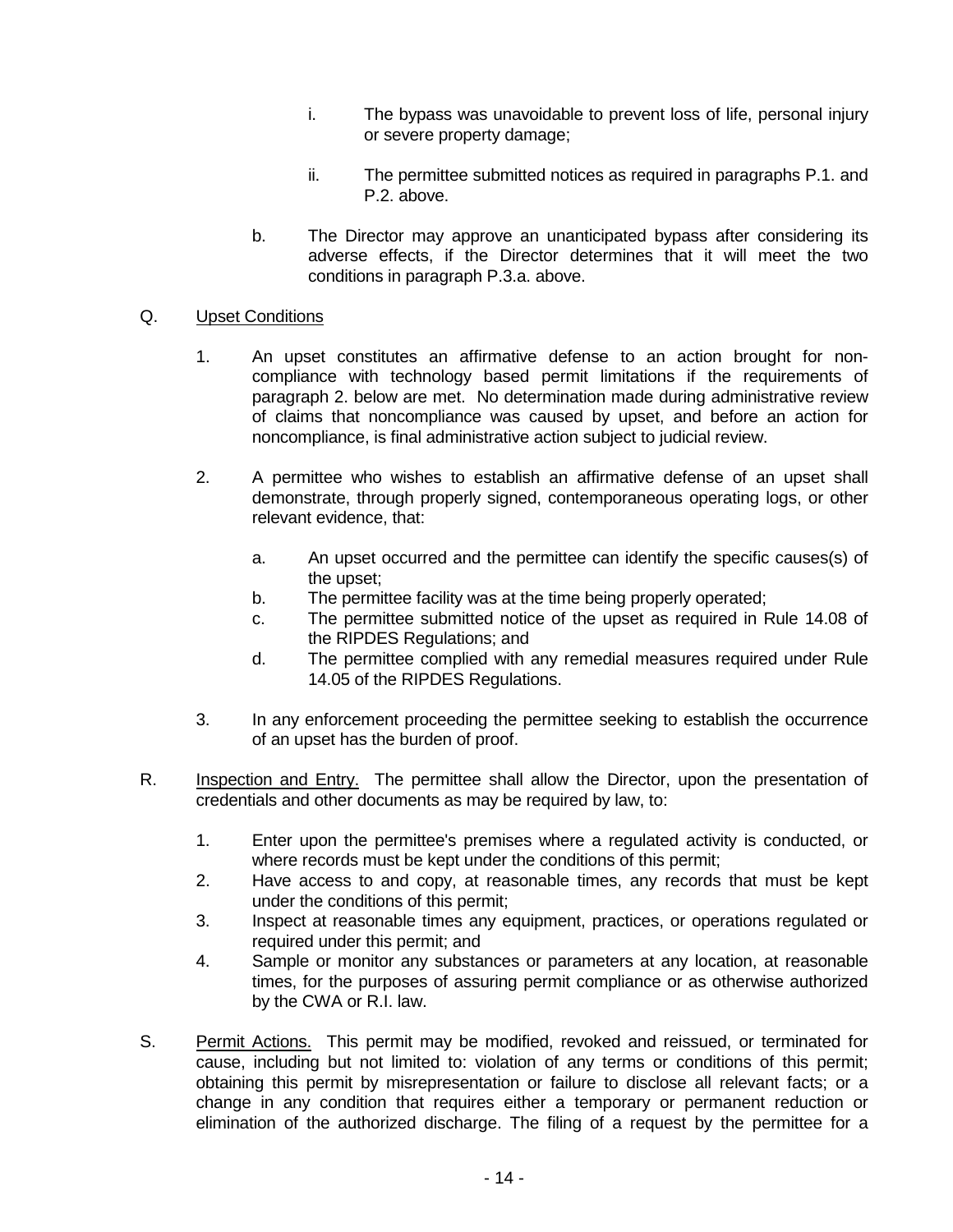i. The bypass was unavoidable to prevent loss of life, personal injury or severe property damage;

ii. The permittee submitted notices as required in paragraphs P.1. and P.2. above.

b. The Director may approve an unanticipated bypass after considering its adverse effects, if the Director determines that it will meet the two conditions in paragraph P.3.a. above.

Q. Upset Conditions

1. An upset constitutes an affirmative defense to an action brought for non-compliance with technology based permit limitations if the requirements of paragraph 2. below are met. No determination made during administrative review of claims that noncompliance was caused by upset, and before an action for noncompliance, is final administrative action subject to judicial review.

2. A permittee who wishes to establish an affirmative defense of an upset shall demonstrate, through properly signed, contemporaneous operating logs, or other relevant evidence, that:

   a. An upset occurred and the permittee can identify the specific causes(s) of the upset;
   b. The permittee facility was at the time being properly operated;
   c. The permittee submitted notice of the upset as required in Rule 14.08 of the RIPDES Regulations; and
   d. The permittee complied with any remedial measures required under Rule 14.05 of the RIPDES Regulations.

3. In any enforcement proceeding the permittee seeking to establish the occurrence of an upset has the burden of proof.

R. Inspection and Entry. The permittee shall allow the Director, upon the presentation of credentials and other documents as may be required by law, to:

1. Enter upon the permittee's premises where a regulated activity is conducted, or where records must be kept under the conditions of this permit;
2. Have access to and copy, at reasonable times, any records that must be kept under the conditions of this permit;
3. Inspect at reasonable times any equipment, practices, or operations regulated or required under this permit; and
4. Sample or monitor any substances or parameters at any location, at reasonable times, for the purposes of assuring permit compliance or as otherwise authorized by the CWA or R.I. law.

S. Permit Actions. This permit may be modified, revoked and reissued, or terminated for cause, including but not limited to: violation of any terms or conditions of this permit; obtaining this permit by misrepresentation or failure to disclose all relevant facts; or a change in any condition that requires either a temporary or permanent reduction or elimination of the authorized discharge. The filing of a request by the permittee for a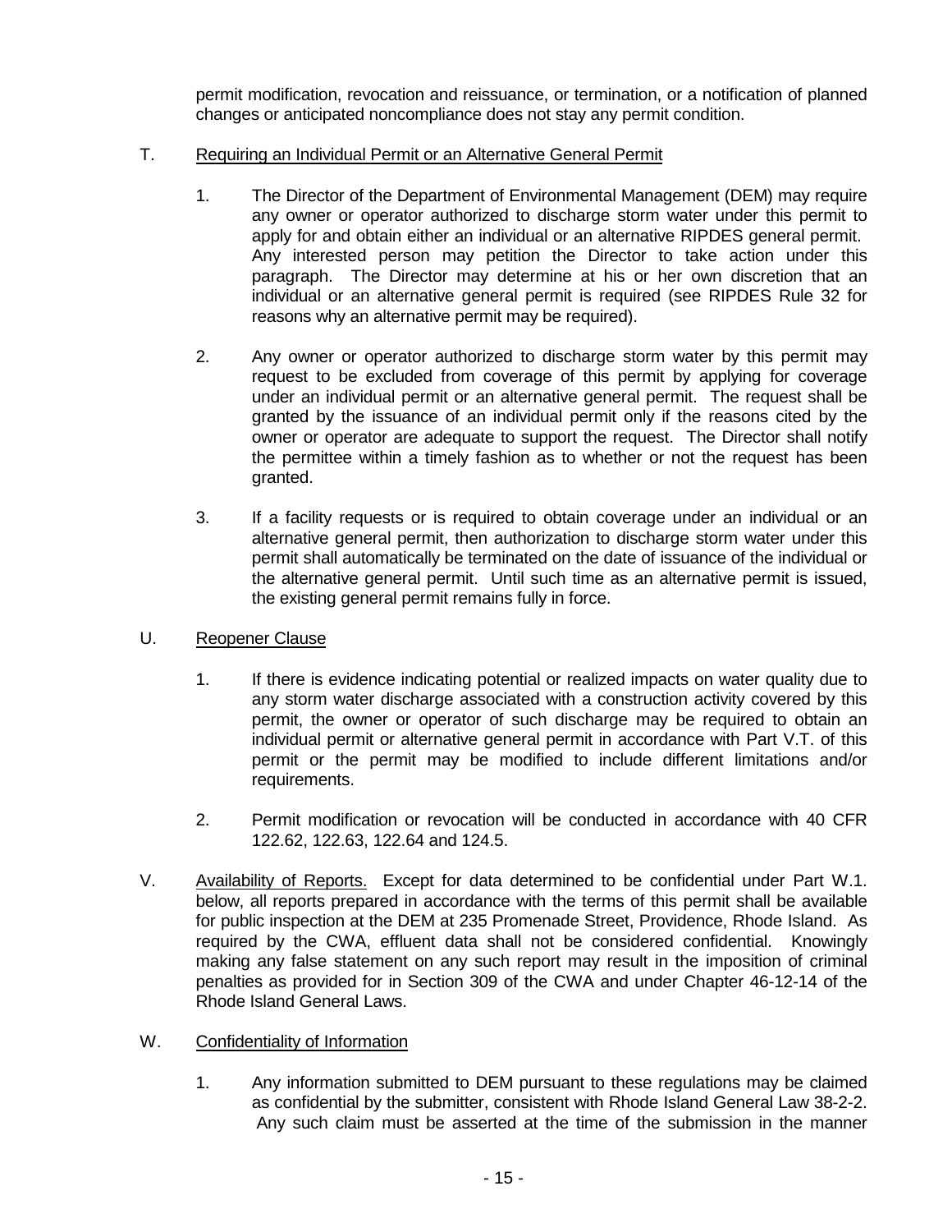permit modification, revocation and reissuance, or termination, or a notification of planned changes or anticipated noncompliance does not stay any permit condition.

T. Requiring an Individual Permit or an Alternative General Permit

1. The Director of the Department of Environmental Management (DEM) may require any owner or operator authorized to discharge storm water under this permit to apply for and obtain either an individual or an alternative RIPDES general permit. Any interested person may petition the Director to take action under this paragraph. The Director may determine at his or her own discretion that an individual or an alternative general permit is required (see RIPDES Rule 32 for reasons why an alternative permit may be required).

2. Any owner or operator authorized to discharge storm water by this permit may request to be excluded from coverage of this permit by applying for coverage under an individual permit or an alternative general permit. The request shall be granted by the issuance of an individual permit only if the reasons cited by the owner or operator are adequate to support the request. The Director shall notify the permittee within a timely fashion as to whether or not the request has been granted.

3. If a facility requests or is required to obtain coverage under an individual or an alternative general permit, then authorization to discharge storm water under this permit shall automatically be terminated on the date of issuance of the individual or the alternative general permit. Until such time as an alternative permit is issued, the existing general permit remains fully in force.

U. Reopener Clause

1. If there is evidence indicating potential or realized impacts on water quality due to any storm water discharge associated with a construction activity covered by this permit, the owner or operator of such discharge may be required to obtain an individual permit or alternative general permit in accordance with Part V.T. of this permit or the permit may be modified to include different limitations and/or requirements.

2. Permit modification or revocation will be conducted in accordance with 40 CFR 122.62, 122.63, 122.64 and 124.5.

V. Availability of Reports. Except for data determined to be confidential under Part W.1. below, all reports prepared in accordance with the terms of this permit shall be available for public inspection at the DEM at 235 Promenade Street, Providence, Rhode Island. As required by the CWA, effluent data shall not be considered confidential. Knowingly making any false statement on any such report may result in the imposition of criminal penalties as provided for in Section 309 of the CWA and under Chapter 46-12-14 of the Rhode Island General Laws.

W. Confidentiality of Information

1. Any information submitted to DEM pursuant to these regulations may be claimed as confidential by the submitter, consistent with Rhode Island General Law 38-2-2. Any such claim must be asserted at the time of the submission in the manner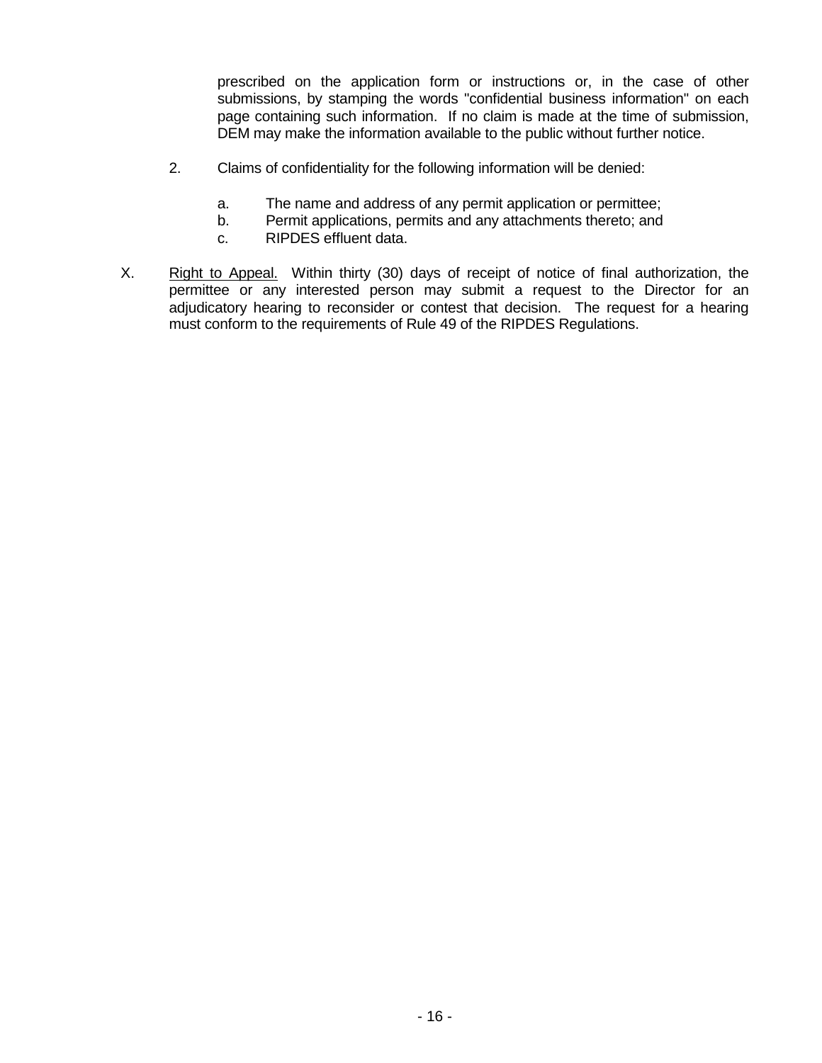prescribed on the application form or instructions or, in the case of other submissions, by stamping the words "confidential business information" on each page containing such information. If no claim is made at the time of submission, DEM may make the information available to the public without further notice.

2. Claims of confidentiality for the following information will be denied:

   a. The name and address of any permit application or permittee;
   b. Permit applications, permits and any attachments thereto; and
   c. RIPDES effluent data.

X. Right to Appeal. Within thirty (30) days of receipt of notice of final authorization, the permittee or any interested person may submit a request to the Director for an adjudicatory hearing to reconsider or contest that decision. The request for a hearing must conform to the requirements of Rule 49 of the RIPDES Regulations.